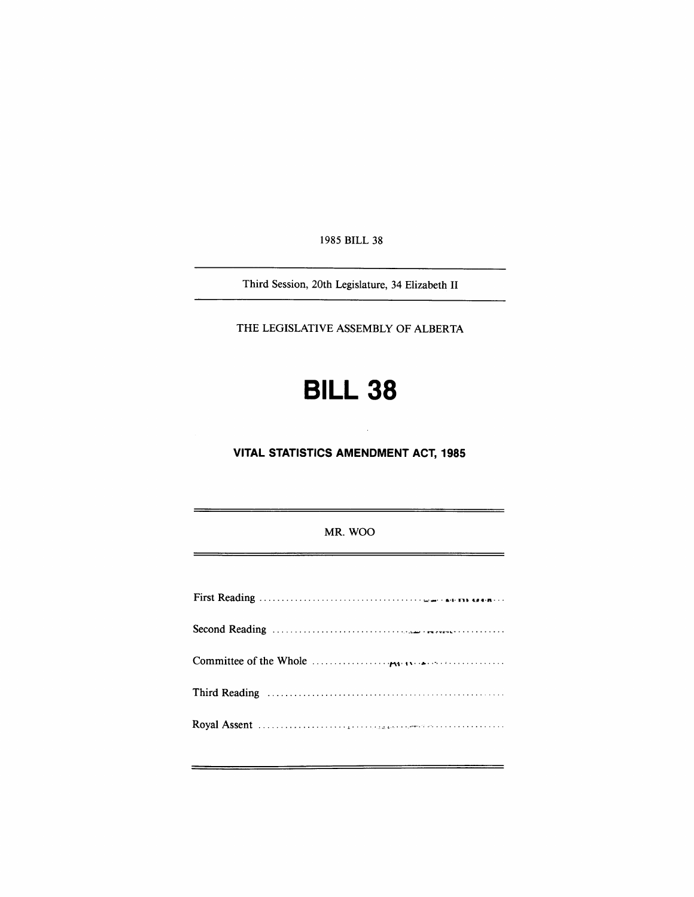1985 BILL 38

---

Third Session, 20th Legislature, 34 Elizabeth II

---

THE LEGISLATIVE ASSEMBLY OF ALBERTA

# BILL 38

## VITAL STATISTICS AMENDMENT ACT, 1985

---

MR. WOO

---

First Reading ..........................................................

Second Reading ..........................................................

Committee of the Whole ..........................................................

Third Reading ..........................................................

Royal Assent ..........................................................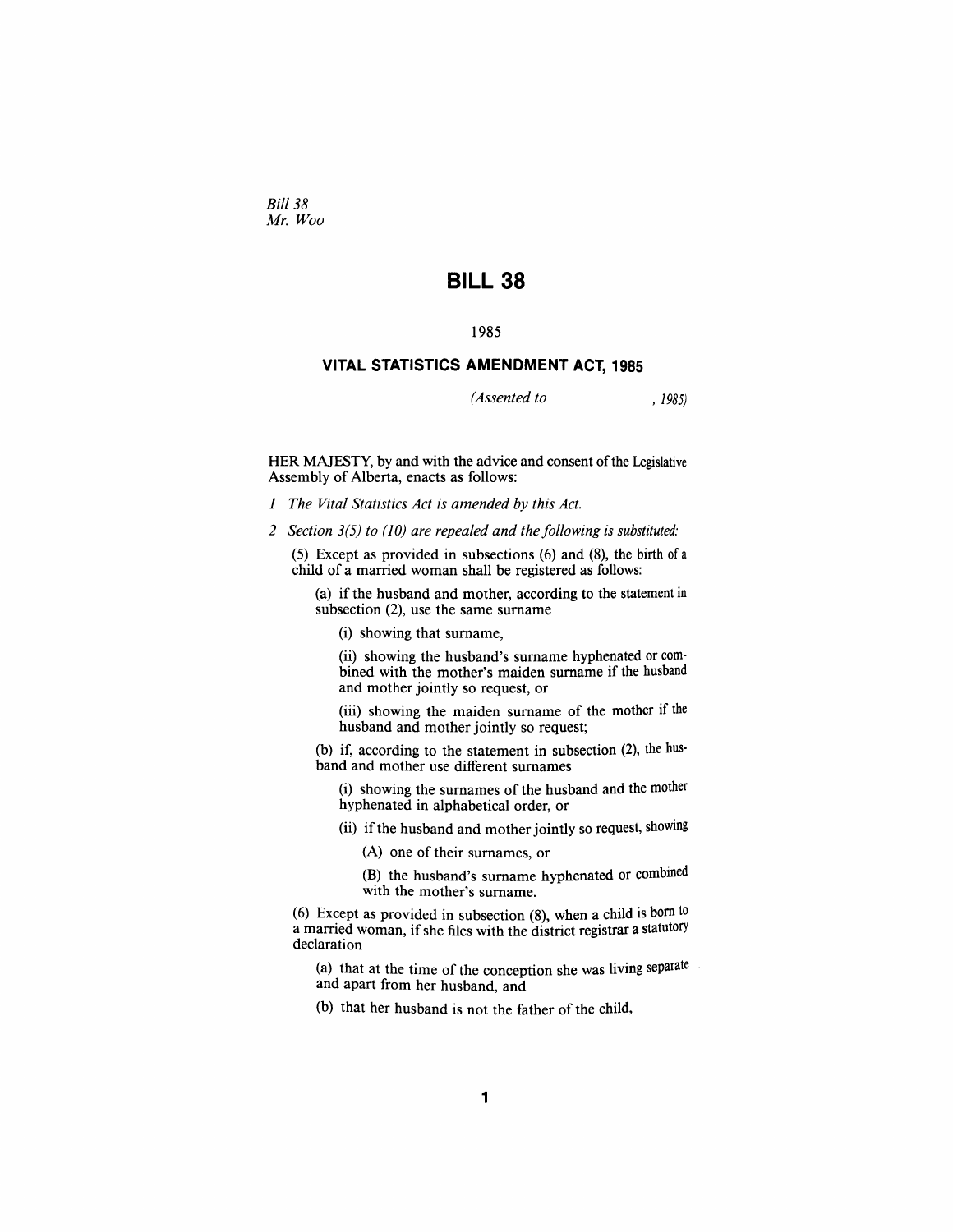*Bill 38*
*Mr. Woo*

# BILL 38

1985

## VITAL STATISTICS AMENDMENT ACT, 1985

*(Assented to , 1985)*

HER MAJESTY, by and with the advice and consent of the Legislative Assembly of Alberta, enacts as follows:

*1 The Vital Statistics Act is amended by this Act.*

*2 Section 3(5) to (10) are repealed and the following is substituted:*

(5) Except as provided in subsections (6) and (8), the birth of a child of a married woman shall be registered as follows:

(a) if the husband and mother, according to the statement in subsection (2), use the same surname

(i) showing that surname,

(ii) showing the husband's surname hyphenated or combined with the mother's maiden surname if the husband and mother jointly so request, or

(iii) showing the maiden surname of the mother if the husband and mother jointly so request;

(b) if, according to the statement in subsection (2), the husband and mother use different surnames

(i) showing the surnames of the husband and the mother hyphenated in alphabetical order, or

(ii) if the husband and mother jointly so request, showing

(A) one of their surnames, or

(B) the husband's surname hyphenated or combined with the mother's surname.

(6) Except as provided in subsection (8), when a child is born to a married woman, if she files with the district registrar a statutory declaration

(a) that at the time of the conception she was living separate and apart from her husband, and

(b) that her husband is not the father of the child,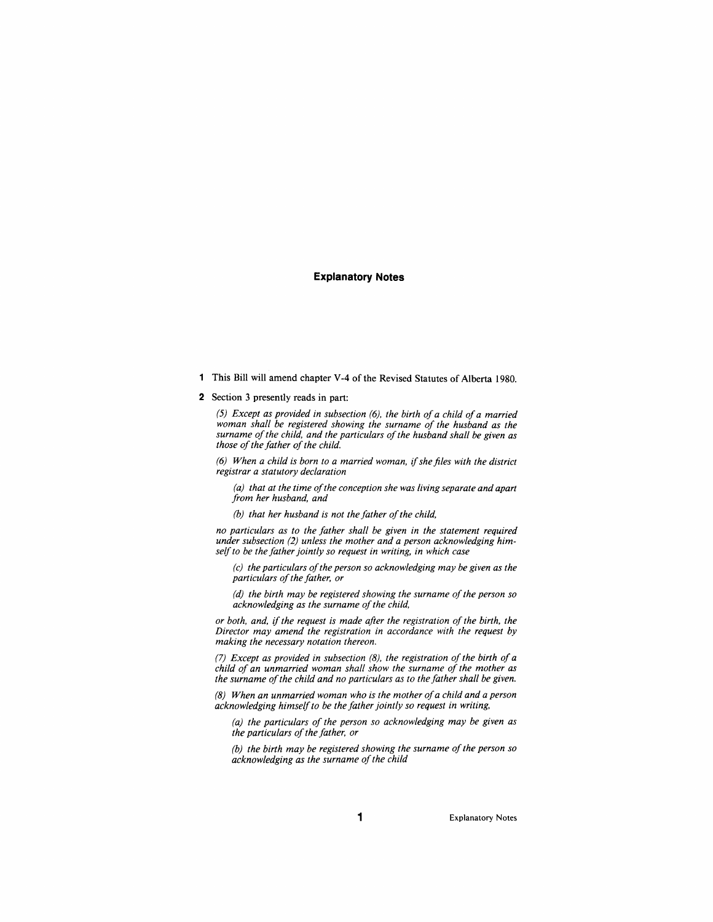## Explanatory Notes

**1** This Bill will amend chapter V-4 of the Revised Statutes of Alberta 1980.

**2** Section 3 presently reads in part:

*(5) Except as provided in subsection (6), the birth of a child of a married woman shall be registered showing the surname of the husband as the surname of the child, and the particulars of the husband shall be given as those of the father of the child.*

*(6) When a child is born to a married woman, if she files with the district registrar a statutory declaration*

*(a) that at the time of the conception she was living separate and apart from her husband, and*

*(b) that her husband is not the father of the child,*

*no particulars as to the father shall be given in the statement required under subsection (2) unless the mother and a person acknowledging himself to be the father jointly so request in writing, in which case*

*(c) the particulars of the person so acknowledging may be given as the particulars of the father, or*

*(d) the birth may be registered showing the surname of the person so acknowledging as the surname of the child,*

*or both, and, if the request is made after the registration of the birth, the Director may amend the registration in accordance with the request by making the necessary notation thereon.*

*(7) Except as provided in subsection (8), the registration of the birth of a child of an unmarried woman shall show the surname of the mother as the surname of the child and no particulars as to the father shall be given.*

*(8) When an unmarried woman who is the mother of a child and a person acknowledging himself to be the father jointly so request in writing,*

*(a) the particulars of the person so acknowledging may be given as the particulars of the father, or*

*(b) the birth may be registered showing the surname of the person so acknowledging as the surname of the child*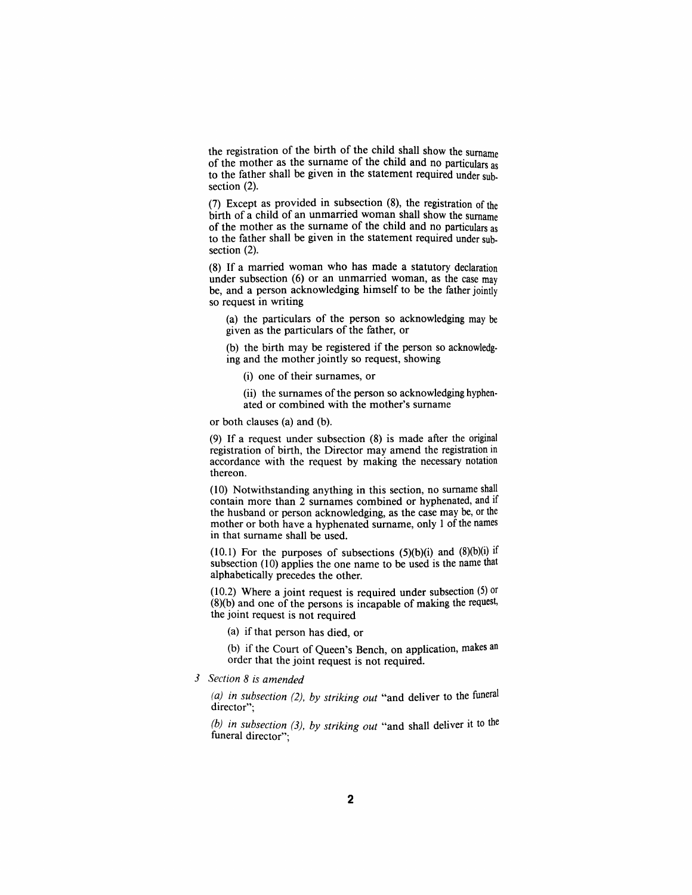the registration of the birth of the child shall show the surname of the mother as the surname of the child and no particulars as to the father shall be given in the statement required under subsection (2).

(7) Except as provided in subsection (8), the registration of the birth of a child of an unmarried woman shall show the surname of the mother as the surname of the child and no particulars as to the father shall be given in the statement required under subsection (2).

(8) If a married woman who has made a statutory declaration under subsection (6) or an unmarried woman, as the case may be, and a person acknowledging himself to be the father jointly so request in writing

(a) the particulars of the person so acknowledging may be given as the particulars of the father, or

(b) the birth may be registered if the person so acknowledging and the mother jointly so request, showing

(i) one of their surnames, or

(ii) the surnames of the person so acknowledging hyphenated or combined with the mother's surname

or both clauses (a) and (b).

(9) If a request under subsection (8) is made after the original registration of birth, the Director may amend the registration in accordance with the request by making the necessary notation thereon.

(10) Notwithstanding anything in this section, no surname shall contain more than 2 surnames combined or hyphenated, and if the husband or person acknowledging, as the case may be, or the mother or both have a hyphenated surname, only 1 of the names in that surname shall be used.

(10.1) For the purposes of subsections (5)(b)(i) and (8)(b)(i) if subsection (10) applies the one name to be used is the name that alphabetically precedes the other.

(10.2) Where a joint request is required under subsection (5) or (8)(b) and one of the persons is incapable of making the request, the joint request is not required

(a) if that person has died, or

(b) if the Court of Queen's Bench, on application, makes an order that the joint request is not required.

3 *Section 8 is amended*

*(a) in subsection (2), by striking out* "and deliver to the funeral director";

*(b) in subsection (3), by striking out* "and shall deliver it to the funeral director";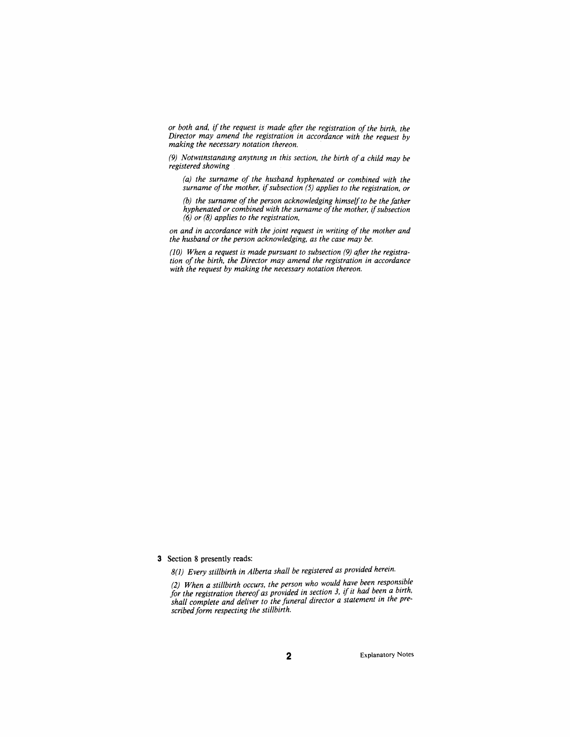*or both and, if the request is made after the registration of the birth, the Director may amend the registration in accordance with the request by making the necessary notation thereon.*

*(9) Notwithstanding anything in this section, the birth of a child may be registered showing*

> *(a) the surname of the husband hyphenated or combined with the surname of the mother, if subsection (5) applies to the registration, or*
>
> *(b) the surname of the person acknowledging himself to be the father hyphenated or combined with the surname of the mother, if subsection (6) or (8) applies to the registration,*

*on and in accordance with the joint request in writing of the mother and the husband or the person acknowledging, as the case may be.*

*(10) When a request is made pursuant to subsection (9) after the registration of the birth, the Director may amend the registration in accordance with the request by making the necessary notation thereon.*

**3** Section 8 presently reads:

> *8(1) Every stillbirth in Alberta shall be registered as provided herein.*
>
> *(2) When a stillbirth occurs, the person who would have been responsible for the registration thereof as provided in section 3, if it had been a birth, shall complete and deliver to the funeral director a statement in the prescribed form respecting the stillbirth.*

Explanatory Notes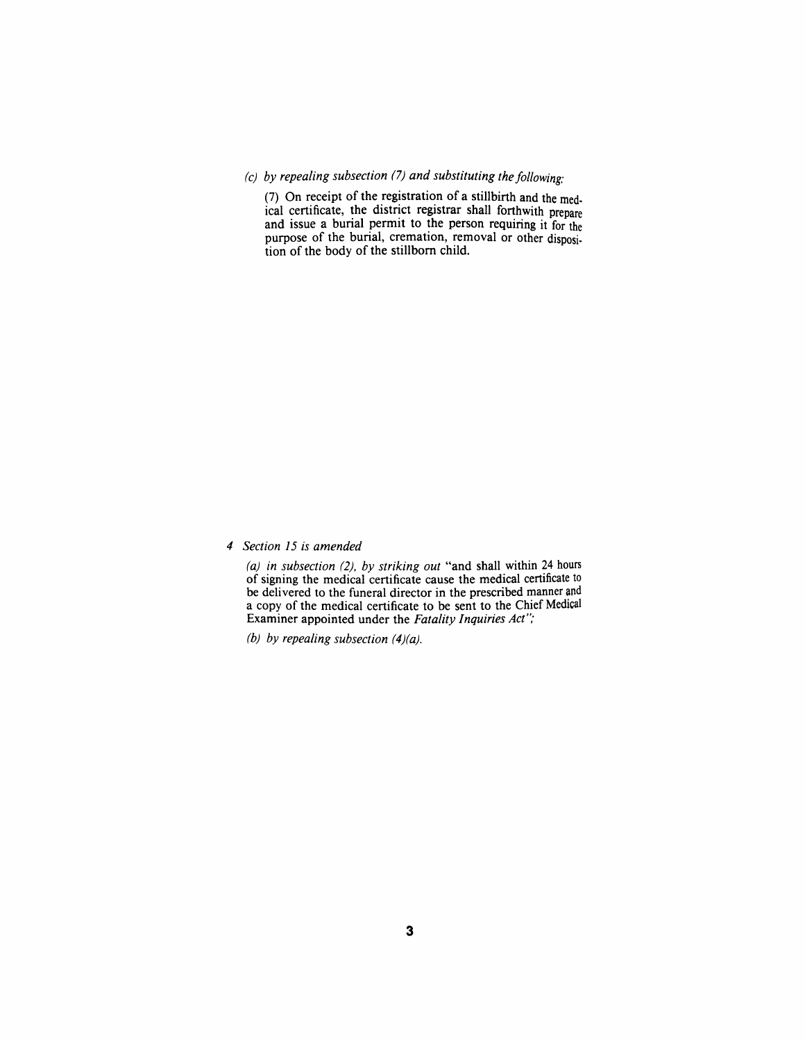*(c) by repealing subsection (7) and substituting the following:*

(7) On receipt of the registration of a stillbirth and the medical certificate, the district registrar shall forthwith prepare and issue a burial permit to the person requiring it for the purpose of the burial, cremation, removal or other disposition of the body of the stillborn child.

*4 Section 15 is amended*

*(a) in subsection (2), by striking out* "and shall within 24 hours of signing the medical certificate cause the medical certificate to be delivered to the funeral director in the prescribed manner and a copy of the medical certificate to be sent to the Chief Medical Examiner appointed under the *Fatality Inquiries Act*";

*(b) by repealing subsection (4)(a).*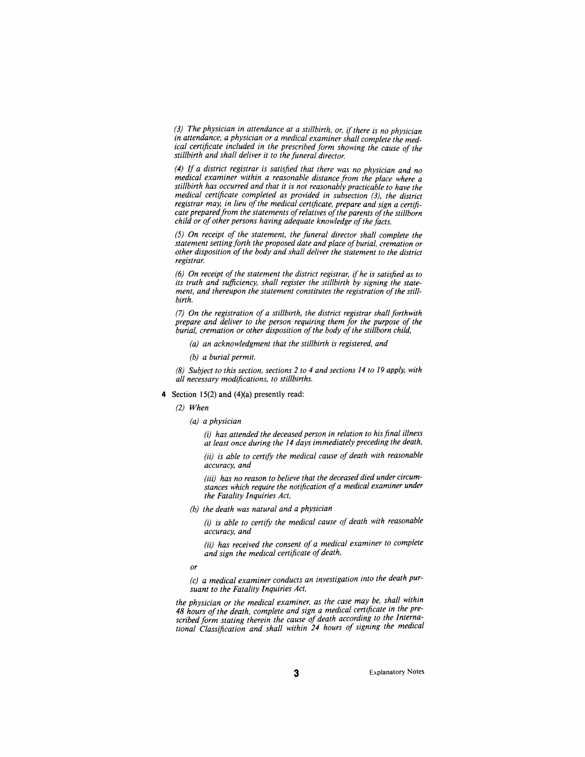*(3) The physician in attendance at a stillbirth, or, if there is no physician in attendance, a physician or a medical examiner shall complete the medical certificate included in the prescribed form showing the cause of the stillbirth and shall deliver it to the funeral director.*

*(4) If a district registrar is satisfied that there was no physician and no medical examiner within a reasonable distance from the place where a stillbirth has occurred and that it is not reasonably practicable to have the medical certificate completed as provided in subsection (3), the district registrar may, in lieu of the medical certificate, prepare and sign a certificate prepared from the statements of relatives of the parents of the stillborn child or of other persons having adequate knowledge of the facts.*

*(5) On receipt of the statement, the funeral director shall complete the statement setting forth the proposed date and place of burial, cremation or other disposition of the body and shall deliver the statement to the district registrar.*

*(6) On receipt of the statement the district registrar, if he is satisfied as to its truth and sufficiency, shall register the stillbirth by signing the statement, and thereupon the statement constitutes the registration of the stillbirth.*

*(7) On the registration of a stillbirth, the district registrar shall forthwith prepare and deliver to the person requiring them for the purpose of the burial, cremation or other disposition of the body of the stillborn child,*

*(a) an acknowledgment that the stillbirth is registered, and*

*(b) a burial permit.*

*(8) Subject to this section, sections 2 to 4 and sections 14 to 19 apply, with all necessary modifications, to stillbirths.*

**4** Section 15(2) and (4)(a) presently read:

*(2) When*

*(a) a physician*

*(i) has attended the deceased person in relation to his final illness at least once during the 14 days immediately preceding the death,*

*(ii) is able to certify the medical cause of death with reasonable accuracy, and*

*(iii) has no reason to believe that the deceased died under circumstances which require the notification of a medical examiner under the Fatality Inquiries Act,*

*(b) the death was natural and a physician*

*(i) is able to certify the medical cause of death with reasonable accuracy, and*

*(ii) has received the consent of a medical examiner to complete and sign the medical certificate of death,*

*or*

*(c) a medical examiner conducts an investigation into the death pursuant to the Fatality Inquiries Act,*

*the physician or the medical examiner, as the case may be, shall within 48 hours of the death, complete and sign a medical certificate in the prescribed form stating therein the cause of death according to the International Classification and shall within 24 hours of signing the medical*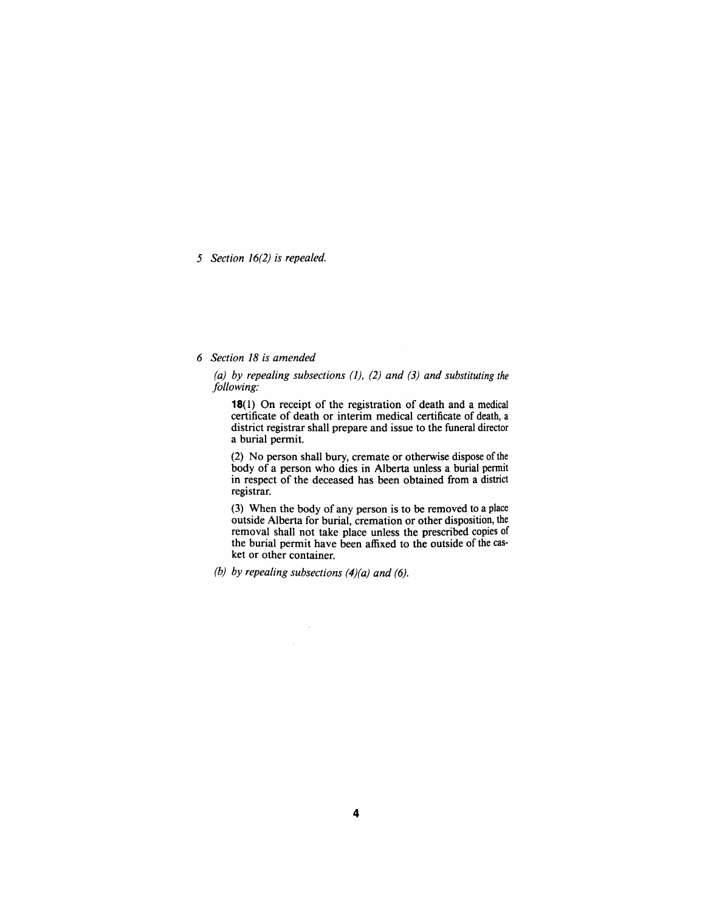*5 Section 16(2) is repealed.*

*6 Section 18 is amended*

*(a) by repealing subsections (1), (2) and (3) and substituting the following:*

**18**(1) On receipt of the registration of death and a medical certificate of death or interim medical certificate of death, a district registrar shall prepare and issue to the funeral director a burial permit.

(2) No person shall bury, cremate or otherwise dispose of the body of a person who dies in Alberta unless a burial permit in respect of the deceased has been obtained from a district registrar.

(3) When the body of any person is to be removed to a place outside Alberta for burial, cremation or other disposition, the removal shall not take place unless the prescribed copies of the burial permit have been affixed to the outside of the casket or other container.

*(b) by repealing subsections (4)(a) and (6).*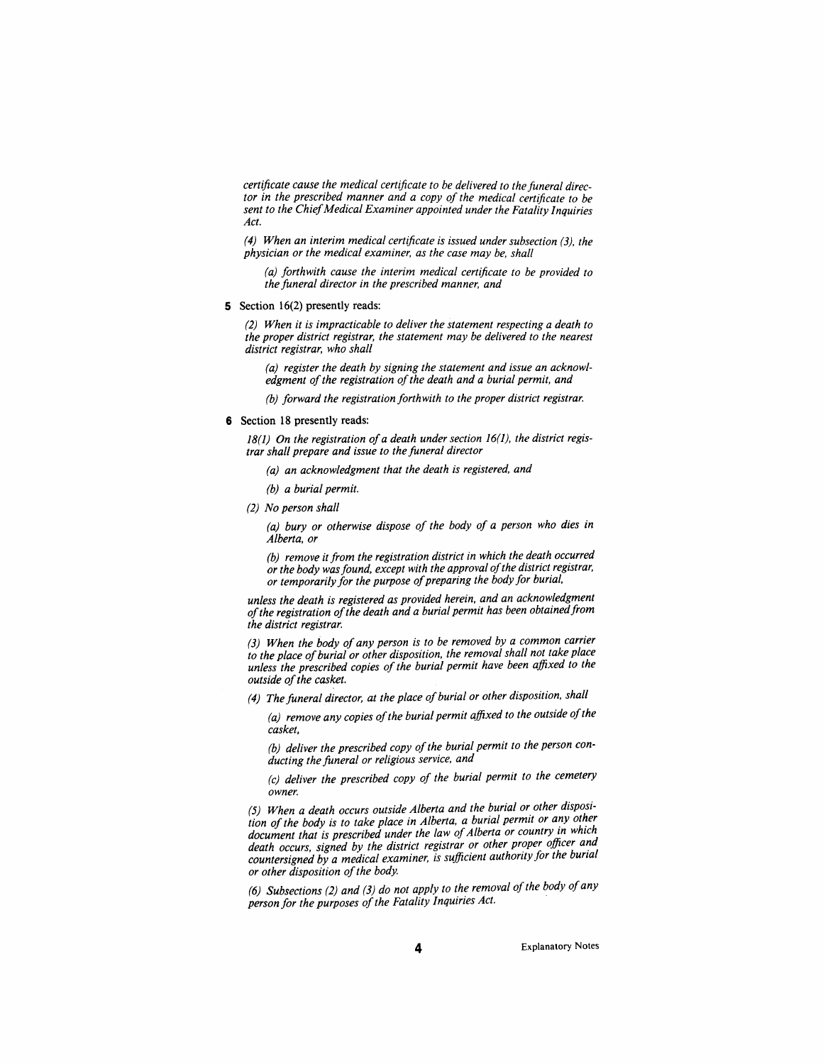*certificate cause the medical certificate to be delivered to the funeral director in the prescribed manner and a copy of the medical certificate to be sent to the Chief Medical Examiner appointed under the Fatality Inquiries Act.*

*(4) When an interim medical certificate is issued under subsection (3), the physician or the medical examiner, as the case may be, shall*

*(a) forthwith cause the interim medical certificate to be provided to the funeral director in the prescribed manner, and*

**5** Section 16(2) presently reads:

*(2) When it is impracticable to deliver the statement respecting a death to the proper district registrar, the statement may be delivered to the nearest district registrar, who shall*

*(a) register the death by signing the statement and issue an acknowledgment of the registration of the death and a burial permit, and*

*(b) forward the registration forthwith to the proper district registrar.*

**6** Section 18 presently reads:

*18(1) On the registration of a death under section 16(1), the district registrar shall prepare and issue to the funeral director*

*(a) an acknowledgment that the death is registered, and*

*(b) a burial permit.*

*(2) No person shall*

*(a) bury or otherwise dispose of the body of a person who dies in Alberta, or*

*(b) remove it from the registration district in which the death occurred or the body was found, except with the approval of the district registrar, or temporarily for the purpose of preparing the body for burial,*

*unless the death is registered as provided herein, and an acknowledgment of the registration of the death and a burial permit has been obtained from the district registrar.*

*(3) When the body of any person is to be removed by a common carrier to the place of burial or other disposition, the removal shall not take place unless the prescribed copies of the burial permit have been affixed to the outside of the casket.*

*(4) The funeral director, at the place of burial or other disposition, shall*

*(a) remove any copies of the burial permit affixed to the outside of the casket,*

*(b) deliver the prescribed copy of the burial permit to the person conducting the funeral or religious service, and*

*(c) deliver the prescribed copy of the burial permit to the cemetery owner.*

*(5) When a death occurs outside Alberta and the burial or other disposition of the body is to take place in Alberta, a burial permit or any other document that is prescribed under the law of Alberta or country in which death occurs, signed by the district registrar or other proper officer and countersigned by a medical examiner, is sufficient authority for the burial or other disposition of the body.*

*(6) Subsections (2) and (3) do not apply to the removal of the body of any person for the purposes of the Fatality Inquiries Act.*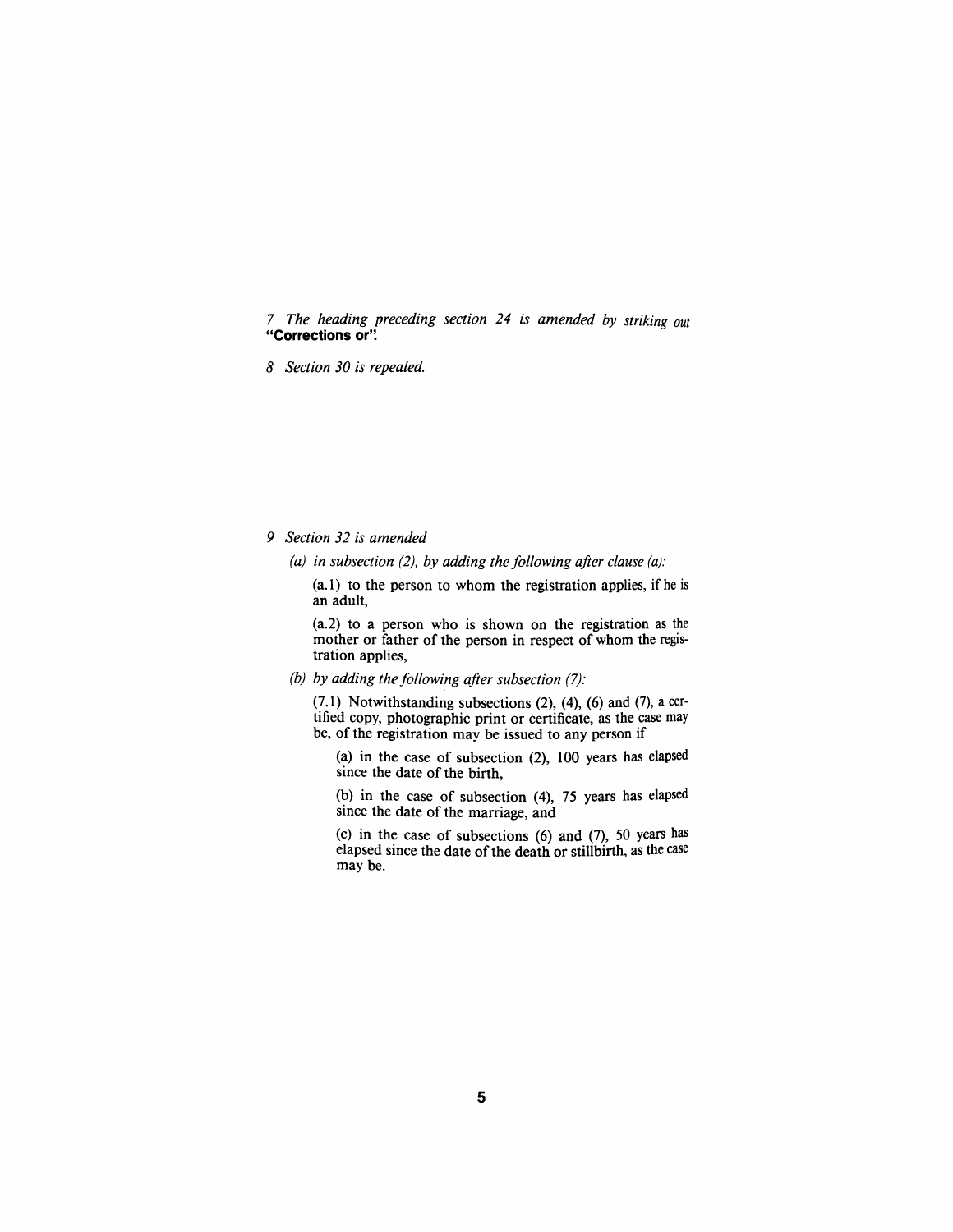*7 The heading preceding section 24 is amended by striking out* **"Corrections or"**.

*8 Section 30 is repealed.*

*9 Section 32 is amended*

*(a) in subsection (2), by adding the following after clause (a):*

(a.1) to the person to whom the registration applies, if he is an adult,

(a.2) to a person who is shown on the registration as the mother or father of the person in respect of whom the registration applies,

*(b) by adding the following after subsection (7):*

(7.1) Notwithstanding subsections (2), (4), (6) and (7), a certified copy, photographic print or certificate, as the case may be, of the registration may be issued to any person if

(a) in the case of subsection (2), 100 years has elapsed since the date of the birth,

(b) in the case of subsection (4), 75 years has elapsed since the date of the marriage, and

(c) in the case of subsections (6) and (7), 50 years has elapsed since the date of the death or stillbirth, as the case may be.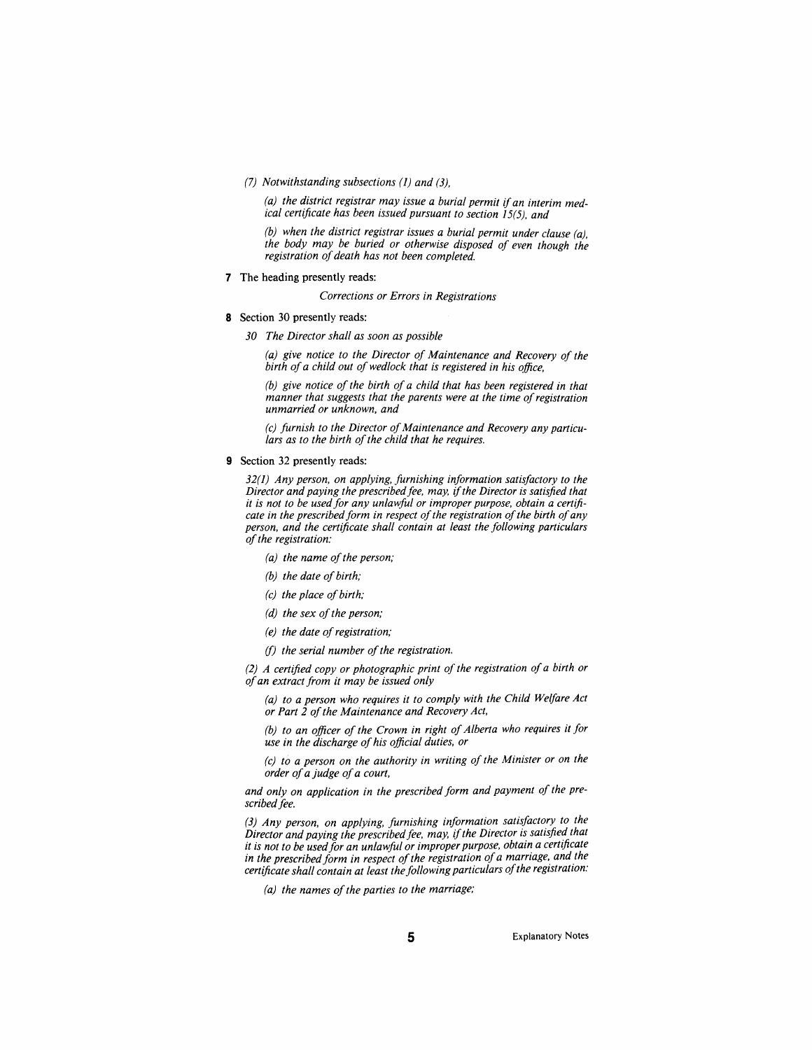*(7) Notwithstanding subsections (1) and (3),*

*(a) the district registrar may issue a burial permit if an interim medical certificate has been issued pursuant to section 15(5), and*

*(b) when the district registrar issues a burial permit under clause (a), the body may be buried or otherwise disposed of even though the registration of death has not been completed.*

**7** The heading presently reads:

*Corrections or Errors in Registrations*

**8** Section 30 presently reads:

*30 The Director shall as soon as possible*

*(a) give notice to the Director of Maintenance and Recovery of the birth of a child out of wedlock that is registered in his office,*

*(b) give notice of the birth of a child that has been registered in that manner that suggests that the parents were at the time of registration unmarried or unknown, and*

*(c) furnish to the Director of Maintenance and Recovery any particulars as to the birth of the child that he requires.*

**9** Section 32 presently reads:

*32(1) Any person, on applying, furnishing information satisfactory to the Director and paying the prescribed fee, may, if the Director is satisfied that it is not to be used for any unlawful or improper purpose, obtain a certificate in the prescribed form in respect of the registration of the birth of any person, and the certificate shall contain at least the following particulars of the registration:*

*(a) the name of the person;*

*(b) the date of birth;*

*(c) the place of birth;*

*(d) the sex of the person;*

*(e) the date of registration;*

*(f) the serial number of the registration.*

*(2) A certified copy or photographic print of the registration of a birth or of an extract from it may be issued only*

*(a) to a person who requires it to comply with the Child Welfare Act or Part 2 of the Maintenance and Recovery Act,*

*(b) to an officer of the Crown in right of Alberta who requires it for use in the discharge of his official duties, or*

*(c) to a person on the authority in writing of the Minister or on the order of a judge of a court,*

*and only on application in the prescribed form and payment of the prescribed fee.*

*(3) Any person, on applying, furnishing information satisfactory to the Director and paying the prescribed fee, may, if the Director is satisfied that it is not to be used for an unlawful or improper purpose, obtain a certificate in the prescribed form in respect of the registration of a marriage, and the certificate shall contain at least the following particulars of the registration:*

*(a) the names of the parties to the marriage;*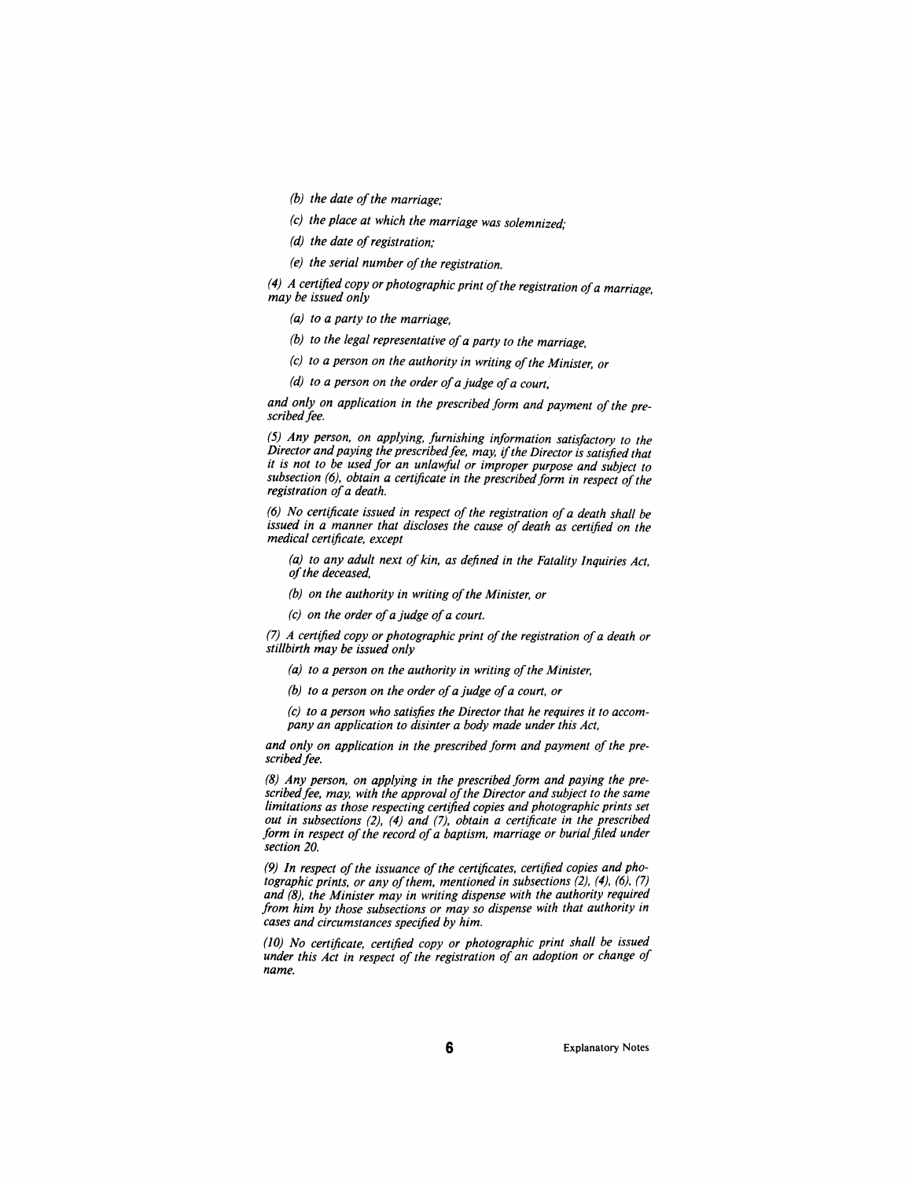*(b) the date of the marriage;*

*(c) the place at which the marriage was solemnized;*

*(d) the date of registration;*

*(e) the serial number of the registration.*

*(4) A certified copy or photographic print of the registration of a marriage, may be issued only*

*(a) to a party to the marriage,*

*(b) to the legal representative of a party to the marriage,*

*(c) to a person on the authority in writing of the Minister, or*

*(d) to a person on the order of a judge of a court,*

*and only on application in the prescribed form and payment of the prescribed fee.*

*(5) Any person, on applying, furnishing information satisfactory to the Director and paying the prescribed fee, may, if the Director is satisfied that it is not to be used for an unlawful or improper purpose and subject to subsection (6), obtain a certificate in the prescribed form in respect of the registration of a death.*

*(6) No certificate issued in respect of the registration of a death shall be issued in a manner that discloses the cause of death as certified on the medical certificate, except*

*(a) to any adult next of kin, as defined in the Fatality Inquiries Act, of the deceased,*

*(b) on the authority in writing of the Minister, or*

*(c) on the order of a judge of a court.*

*(7) A certified copy or photographic print of the registration of a death or stillbirth may be issued only*

*(a) to a person on the authority in writing of the Minister,*

*(b) to a person on the order of a judge of a court, or*

*(c) to a person who satisfies the Director that he requires it to accompany an application to disinter a body made under this Act,*

*and only on application in the prescribed form and payment of the prescribed fee.*

*(8) Any person, on applying in the prescribed form and paying the prescribed fee, may, with the approval of the Director and subject to the same limitations as those respecting certified copies and photographic prints set out in subsections (2), (4) and (7), obtain a certificate in the prescribed form in respect of the record of a baptism, marriage or burial filed under section 20.*

*(9) In respect of the issuance of the certificates, certified copies and photographic prints, or any of them, mentioned in subsections (2), (4), (6), (7) and (8), the Minister may in writing dispense with the authority required from him by those subsections or may so dispense with that authority in cases and circumstances specified by him.*

*(10) No certificate, certified copy or photographic print shall be issued under this Act in respect of the registration of an adoption or change of name.*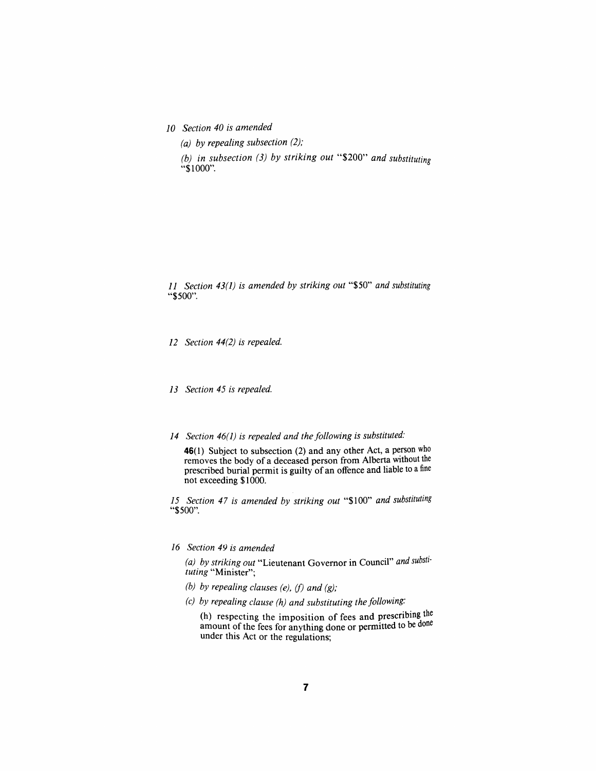*10 Section 40 is amended*

*(a) by repealing subsection (2);*

*(b) in subsection (3) by striking out* "$200" *and substituting* "$1000".

*11 Section 43(1) is amended by striking out* "$50" *and substituting* "$500".

*12 Section 44(2) is repealed.*

*13 Section 45 is repealed.*

*14 Section 46(1) is repealed and the following is substituted:*

**46**(1) Subject to subsection (2) and any other Act, a person who removes the body of a deceased person from Alberta without the prescribed burial permit is guilty of an offence and liable to a fine not exceeding $1000.

*15 Section 47 is amended by striking out* "$100" *and substituting* "$500".

*16 Section 49 is amended*

*(a) by striking out* "Lieutenant Governor in Council" *and substituting* "Minister";

*(b) by repealing clauses (e), (f) and (g);*

*(c) by repealing clause (h) and substituting the following:*

(h) respecting the imposition of fees and prescribing the amount of the fees for anything done or permitted to be done under this Act or the regulations;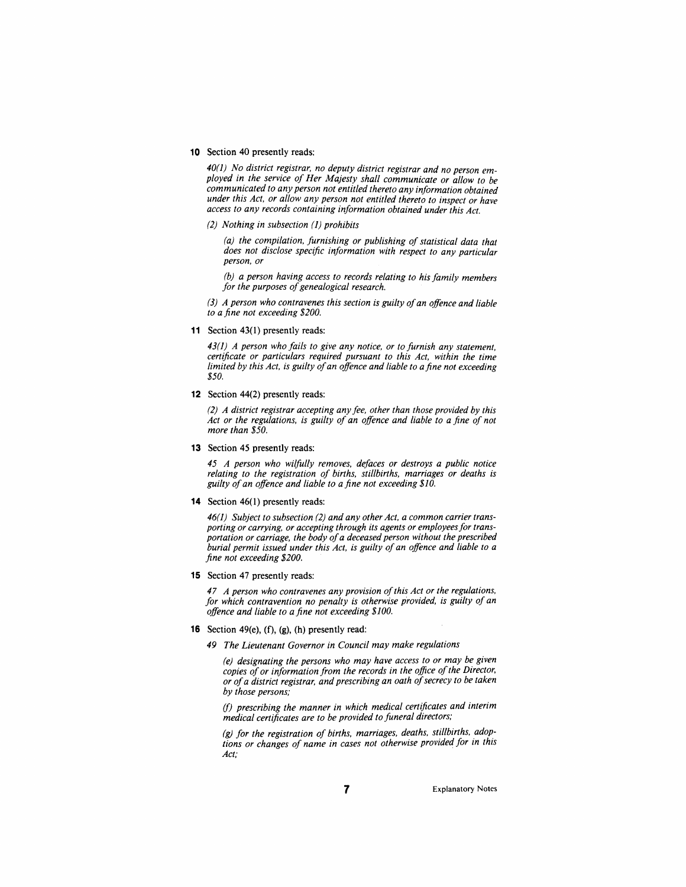**10** Section 40 presently reads:

*40(1) No district registrar, no deputy district registrar and no person employed in the service of Her Majesty shall communicate or allow to be communicated to any person not entitled thereto any information obtained under this Act, or allow any person not entitled thereto to inspect or have access to any records containing information obtained under this Act.*

*(2) Nothing in subsection (1) prohibits*

*(a) the compilation, furnishing or publishing of statistical data that does not disclose specific information with respect to any particular person, or*

*(b) a person having access to records relating to his family members for the purposes of genealogical research.*

*(3) A person who contravenes this section is guilty of an offence and liable to a fine not exceeding $200.*

**11** Section 43(1) presently reads:

*43(1) A person who fails to give any notice, or to furnish any statement, certificate or particulars required pursuant to this Act, within the time limited by this Act, is guilty of an offence and liable to a fine not exceeding $50.*

**12** Section 44(2) presently reads:

*(2) A district registrar accepting any fee, other than those provided by this Act or the regulations, is guilty of an offence and liable to a fine of not more than $50.*

**13** Section 45 presently reads:

*45 A person who wilfully removes, defaces or destroys a public notice relating to the registration of births, stillbirths, marriages or deaths is guilty of an offence and liable to a fine not exceeding $10.*

**14** Section 46(1) presently reads:

*46(1) Subject to subsection (2) and any other Act, a common carrier transporting or carrying, or accepting through its agents or employees for transportation or carriage, the body of a deceased person without the prescribed burial permit issued under this Act, is guilty of an offence and liable to a fine not exceeding $200.*

**15** Section 47 presently reads:

*47 A person who contravenes any provision of this Act or the regulations, for which contravention no penalty is otherwise provided, is guilty of an offence and liable to a fine not exceeding $100.*

**16** Section 49(e), (f), (g), (h) presently read:

*49 The Lieutenant Governor in Council may make regulations*

*(e) designating the persons who may have access to or may be given copies of or information from the records in the office of the Director, or of a district registrar, and prescribing an oath of secrecy to be taken by those persons;*

*(f) prescribing the manner in which medical certificates and interim medical certificates are to be provided to funeral directors;*

*(g) for the registration of births, marriages, deaths, stillbirths, adoptions or changes of name in cases not otherwise provided for in this Act;*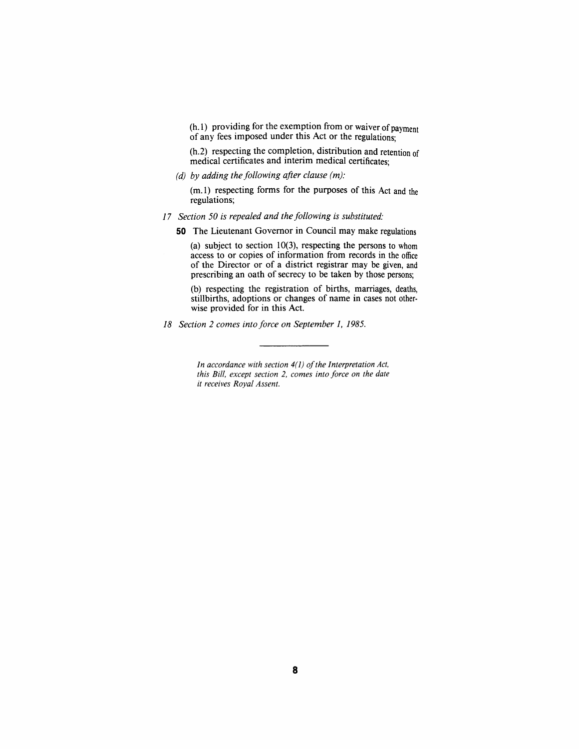(h.1) providing for the exemption from or waiver of payment of any fees imposed under this Act or the regulations;

(h.2) respecting the completion, distribution and retention of medical certificates and interim medical certificates;

*(d) by adding the following after clause (m):*

(m.1) respecting forms for the purposes of this Act and the regulations;

*17 Section 50 is repealed and the following is substituted:*

**50** The Lieutenant Governor in Council may make regulations

(a) subject to section 10(3), respecting the persons to whom access to or copies of information from records in the office of the Director or of a district registrar may be given, and prescribing an oath of secrecy to be taken by those persons;

(b) respecting the registration of births, marriages, deaths, stillbirths, adoptions or changes of name in cases not otherwise provided for in this Act.

*18 Section 2 comes into force on September 1, 1985.*

---

*In accordance with section 4(1) of the Interpretation Act, this Bill, except section 2, comes into force on the date it receives Royal Assent.*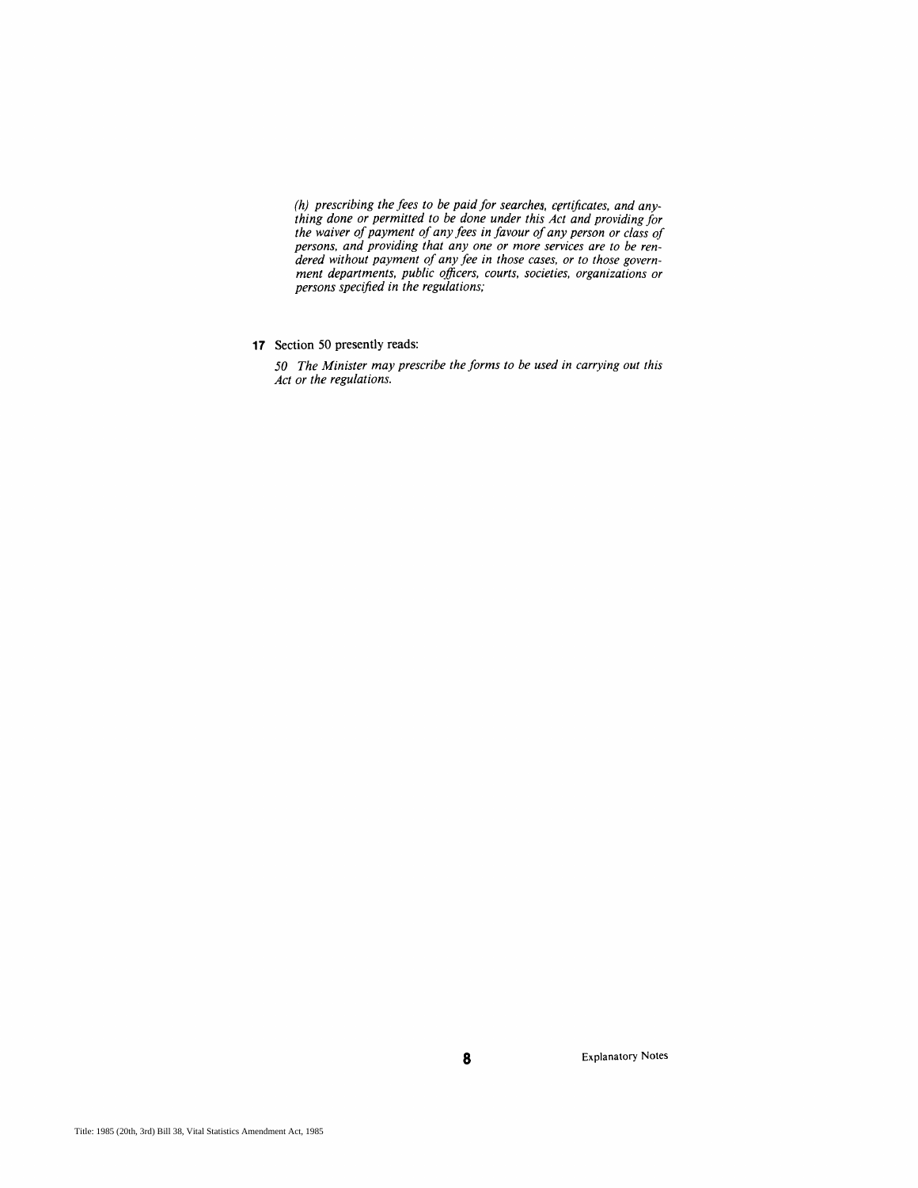*(h) prescribing the fees to be paid for searches, certificates, and anything done or permitted to be done under this Act and providing for the waiver of payment of any fees in favour of any person or class of persons, and providing that any one or more services are to be rendered without payment of any fee in those cases, or to those government departments, public officers, courts, societies, organizations or persons specified in the regulations;*

**17** Section 50 presently reads:

*50 The Minister may prescribe the forms to be used in carrying out this Act or the regulations.*